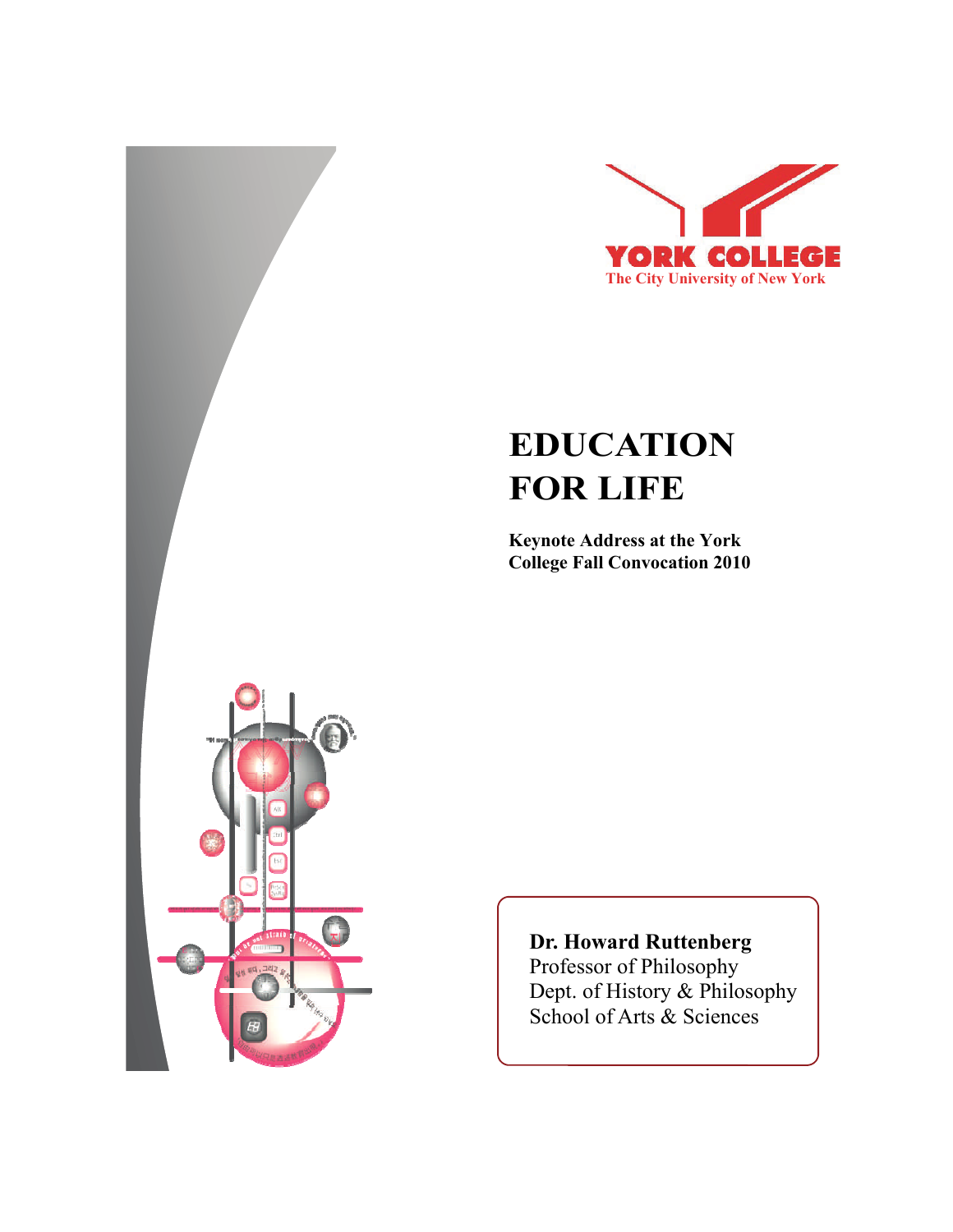YORK COLLEGE

The City University of New York

# EDUCATION FOR LIFE

**Keynote Address at the York College Fall Convocation 2010**

**Dr. Howard Ruttenberg**
Professor of Philosophy
Dept. of History & Philosophy
School of Arts & Sciences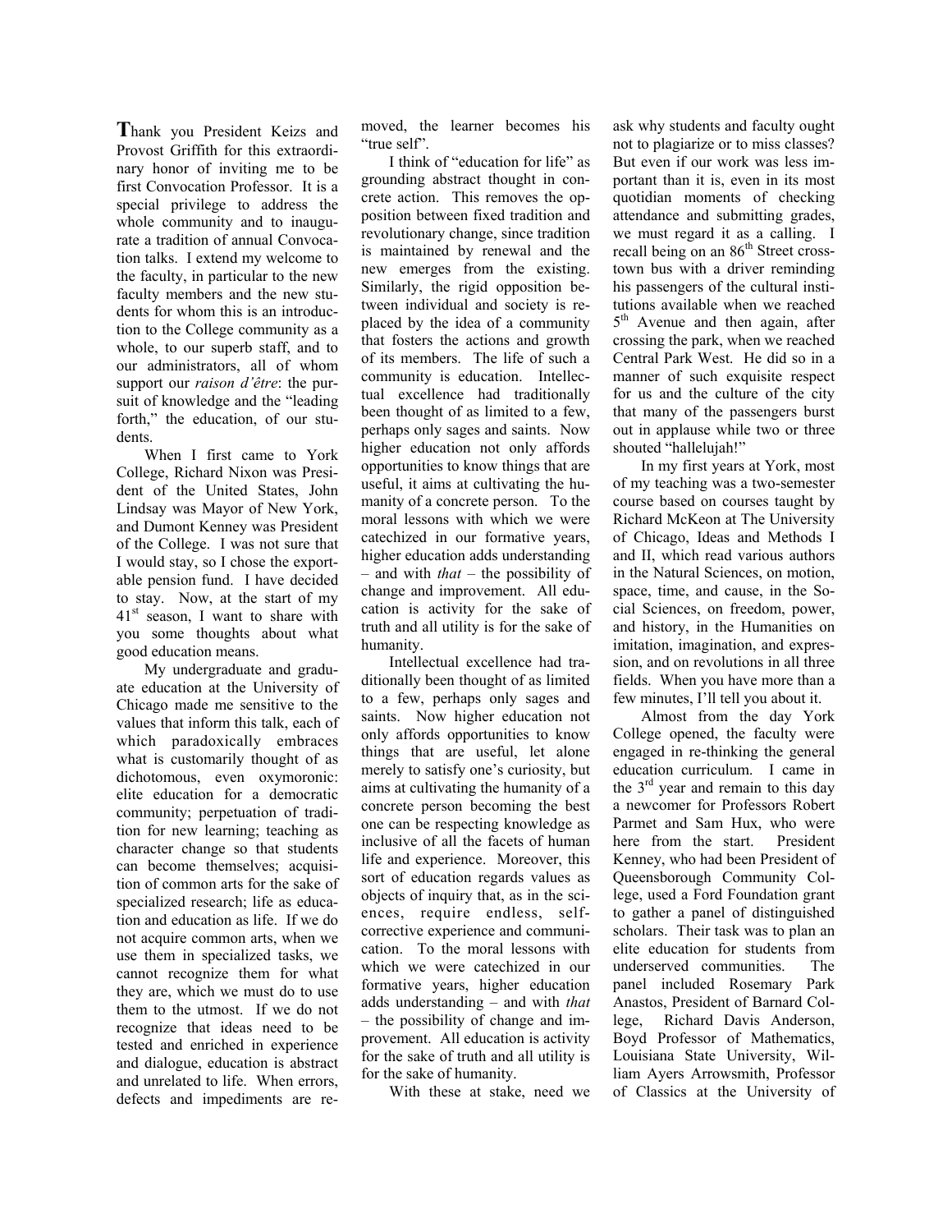**T**hank you President Keizs and Provost Griffith for this extraordinary honor of inviting me to be first Convocation Professor. It is a special privilege to address the whole community and to inaugurate a tradition of annual Convocation talks. I extend my welcome to the faculty, in particular to the new faculty members and the new students for whom this is an introduction to the College community as a whole, to our superb staff, and to our administrators, all of whom support our *raison d'être*: the pursuit of knowledge and the "leading forth," the education, of our students.

When I first came to York College, Richard Nixon was President of the United States, John Lindsay was Mayor of New York, and Dumont Kenney was President of the College. I was not sure that I would stay, so I chose the exportable pension fund. I have decided to stay. Now, at the start of my 41st season, I want to share with you some thoughts about what good education means.

My undergraduate and graduate education at the University of Chicago made me sensitive to the values that inform this talk, each of which paradoxically embraces what is customarily thought of as dichotomous, even oxymoronic: elite education for a democratic community; perpetuation of tradition for new learning; teaching as character change so that students can become themselves; acquisition of common arts for the sake of specialized research; life as education and education as life. If we do not acquire common arts, when we use them in specialized tasks, we cannot recognize them for what they are, which we must do to use them to the utmost. If we do not recognize that ideas need to be tested and enriched in experience and dialogue, education is abstract and unrelated to life. When errors, defects and impediments are removed, the learner becomes his "true self".

I think of "education for life" as grounding abstract thought in concrete action. This removes the opposition between fixed tradition and revolutionary change, since tradition is maintained by renewal and the new emerges from the existing. Similarly, the rigid opposition between individual and society is replaced by the idea of a community that fosters the actions and growth of its members. The life of such a community is education. Intellectual excellence had traditionally been thought of as limited to a few, perhaps only sages and saints. Now higher education not only affords opportunities to know things that are useful, it aims at cultivating the humanity of a concrete person. To the moral lessons with which we were catechized in our formative years, higher education adds understanding – and with *that* – the possibility of change and improvement. All education is activity for the sake of truth and all utility is for the sake of humanity.

Intellectual excellence had traditionally been thought of as limited to a few, perhaps only sages and saints. Now higher education not only affords opportunities to know things that are useful, let alone merely to satisfy one's curiosity, but aims at cultivating the humanity of a concrete person becoming the best one can be respecting knowledge as inclusive of all the facets of human life and experience. Moreover, this sort of education regards values as objects of inquiry that, as in the sciences, require endless, self-corrective experience and communication. To the moral lessons with which we were catechized in our formative years, higher education adds understanding – and with *that* – the possibility of change and improvement. All education is activity for the sake of truth and all utility is for the sake of humanity.

With these at stake, need we ask why students and faculty ought not to plagiarize or to miss classes? But even if our work was less important than it is, even in its most quotidian moments of checking attendance and submitting grades, we must regard it as a calling. I recall being on an 86th Street crosstown bus with a driver reminding his passengers of the cultural institutions available when we reached 5th Avenue and then again, after crossing the park, when we reached Central Park West. He did so in a manner of such exquisite respect for us and the culture of the city that many of the passengers burst out in applause while two or three shouted "hallelujah!"

In my first years at York, most of my teaching was a two-semester course based on courses taught by Richard McKeon at The University of Chicago, Ideas and Methods I and II, which read various authors in the Natural Sciences, on motion, space, time, and cause, in the Social Sciences, on freedom, power, and history, in the Humanities on imitation, imagination, and expression, and on revolutions in all three fields. When you have more than a few minutes, I'll tell you about it.

Almost from the day York College opened, the faculty were engaged in re-thinking the general education curriculum. I came in the 3rd year and remain to this day a newcomer for Professors Robert Parmet and Sam Hux, who were here from the start. President Kenney, who had been President of Queensborough Community College, used a Ford Foundation grant to gather a panel of distinguished scholars. Their task was to plan an elite education for students from underserved communities. The panel included Rosemary Park Anastos, President of Barnard College, Richard Davis Anderson, Boyd Professor of Mathematics, Louisiana State University, William Ayers Arrowsmith, Professor of Classics at the University of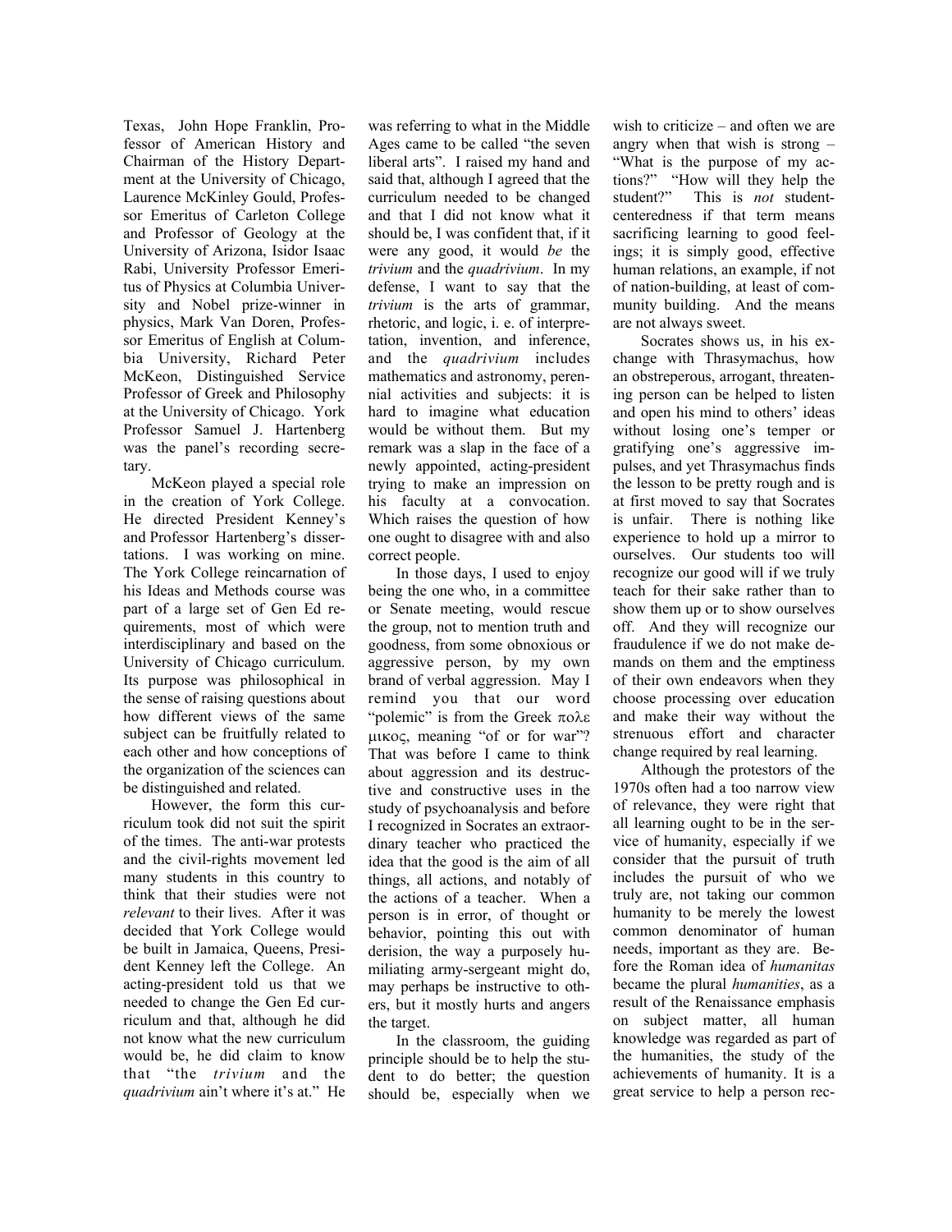Texas, John Hope Franklin, Professor of American History and Chairman of the History Department at the University of Chicago, Laurence McKinley Gould, Professor Emeritus of Carleton College and Professor of Geology at the University of Arizona, Isidor Isaac Rabi, University Professor Emeritus of Physics at Columbia University and Nobel prize-winner in physics, Mark Van Doren, Professor Emeritus of English at Columbia University, Richard Peter McKeon, Distinguished Service Professor of Greek and Philosophy at the University of Chicago. York Professor Samuel J. Hartenberg was the panel's recording secretary.

McKeon played a special role in the creation of York College. He directed President Kenney's and Professor Hartenberg's dissertations. I was working on mine. The York College reincarnation of his Ideas and Methods course was part of a large set of Gen Ed requirements, most of which were interdisciplinary and based on the University of Chicago curriculum. Its purpose was philosophical in the sense of raising questions about how different views of the same subject can be fruitfully related to each other and how conceptions of the organization of the sciences can be distinguished and related.

However, the form this curriculum took did not suit the spirit of the times. The anti-war protests and the civil-rights movement led many students in this country to think that their studies were not *relevant* to their lives. After it was decided that York College would be built in Jamaica, Queens, President Kenney left the College. An acting-president told us that we needed to change the Gen Ed curriculum and that, although he did not know what the new curriculum would be, he did claim to know that "the *trivium* and the *quadrivium* ain't where it's at." He was referring to what in the Middle Ages came to be called "the seven liberal arts". I raised my hand and said that, although I agreed that the curriculum needed to be changed and that I did not know what it should be, I was confident that, if it were any good, it would *be* the *trivium* and the *quadrivium*. In my defense, I want to say that the *trivium* is the arts of grammar, rhetoric, and logic, i. e. of interpretation, invention, and inference, and the *quadrivium* includes mathematics and astronomy, perennial activities and subjects: it is hard to imagine what education would be without them. But my remark was a slap in the face of a newly appointed, acting-president trying to make an impression on his faculty at a convocation. Which raises the question of how one ought to disagree with and also correct people.

In those days, I used to enjoy being the one who, in a committee or Senate meeting, would rescue the group, not to mention truth and goodness, from some obnoxious or aggressive person, by my own brand of verbal aggression. May I remind you that our word "polemic" is from the Greek πολεμικος, meaning "of or for war"? That was before I came to think about aggression and its destructive and constructive uses in the study of psychoanalysis and before I recognized in Socrates an extraordinary teacher who practiced the idea that the good is the aim of all things, all actions, and notably of the actions of a teacher. When a person is in error, of thought or behavior, pointing this out with derision, the way a purposely humiliating army-sergeant might do, may perhaps be instructive to others, but it mostly hurts and angers the target.

In the classroom, the guiding principle should be to help the student to do better; the question should be, especially when we wish to criticize – and often we are angry when that wish is strong – "What is the purpose of my actions?" "How will they help the student?" This is *not* student-centeredness if that term means sacrificing learning to good feelings; it is simply good, effective human relations, an example, if not of nation-building, at least of community building. And the means are not always sweet.

Socrates shows us, in his exchange with Thrasymachus, how an obstreperous, arrogant, threatening person can be helped to listen and open his mind to others' ideas without losing one's temper or gratifying one's aggressive impulses, and yet Thrasymachus finds the lesson to be pretty rough and is at first moved to say that Socrates is unfair. There is nothing like experience to hold up a mirror to ourselves. Our students too will recognize our good will if we truly teach for their sake rather than to show them up or to show ourselves off. And they will recognize our fraudulence if we do not make demands on them and the emptiness of their own endeavors when they choose processing over education and make their way without the strenuous effort and character change required by real learning.

Although the protestors of the 1970s often had a too narrow view of relevance, they were right that all learning ought to be in the service of humanity, especially if we consider that the pursuit of truth includes the pursuit of who we truly are, not taking our common humanity to be merely the lowest common denominator of human needs, important as they are. Before the Roman idea of *humanitas* became the plural *humanities*, as a result of the Renaissance emphasis on subject matter, all human knowledge was regarded as part of the humanities, the study of the achievements of humanity. It is a great service to help a person rec-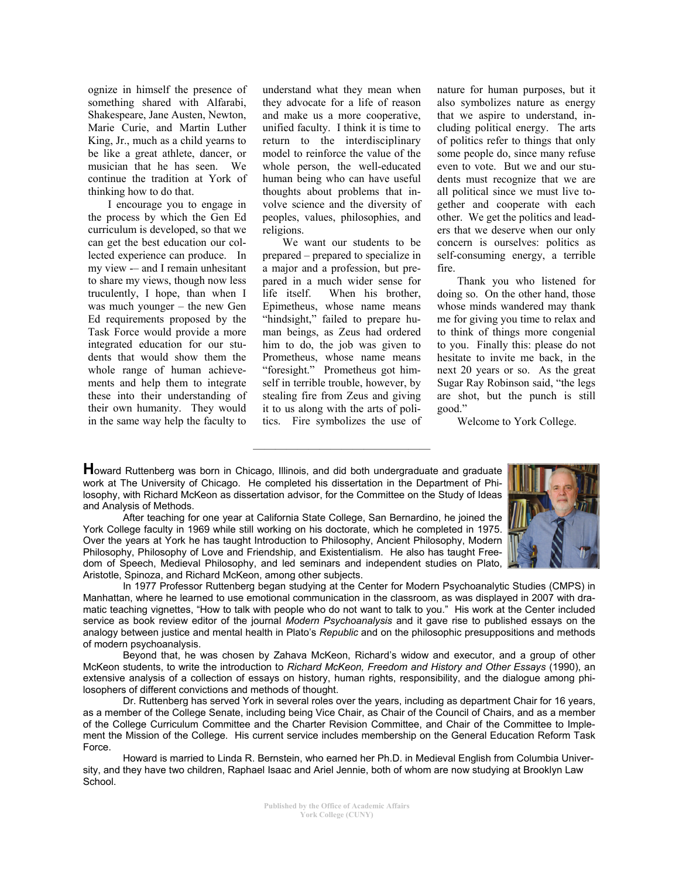ognize in himself the presence of something shared with Alfarabi, Shakespeare, Jane Austen, Newton, Marie Curie, and Martin Luther King, Jr., much as a child yearns to be like a great athlete, dancer, or musician that he has seen. We continue the tradition at York of thinking how to do that.

I encourage you to engage in the process by which the Gen Ed curriculum is developed, so that we can get the best education our collected experience can produce. In my view -– and I remain unhesitant to share my views, though now less truculently, I hope, than when I was much younger – the new Gen Ed requirements proposed by the Task Force would provide a more integrated education for our students that would show them the whole range of human achievements and help them to integrate these into their understanding of their own humanity. They would in the same way help the faculty to understand what they mean when they advocate for a life of reason and make us a more cooperative, unified faculty. I think it is time to return to the interdisciplinary model to reinforce the value of the whole person, the well-educated human being who can have useful thoughts about problems that involve science and the diversity of peoples, values, philosophies, and religions.

We want our students to be prepared – prepared to specialize in a major and a profession, but prepared in a much wider sense for life itself. When his brother, Epimetheus, whose name means "hindsight," failed to prepare human beings, as Zeus had ordered him to do, the job was given to Prometheus, whose name means "foresight." Prometheus got himself in terrible trouble, however, by stealing fire from Zeus and giving it to us along with the arts of politics. Fire symbolizes the use of nature for human purposes, but it also symbolizes nature as energy that we aspire to understand, including political energy. The arts of politics refer to things that only some people do, since many refuse even to vote. But we and our students must recognize that we are all political since we must live together and cooperate with each other. We get the politics and leaders that we deserve when our only concern is ourselves: politics as self-consuming energy, a terrible fire.

Thank you who listened for doing so. On the other hand, those whose minds wandered may thank me for giving you time to relax and to think of things more congenial to you. Finally this: please do not hesitate to invite me back, in the next 20 years or so. As the great Sugar Ray Robinson said, "the legs are shot, but the punch is still good."

Welcome to York College.

---

**H**oward Ruttenberg was born in Chicago, Illinois, and did both undergraduate and graduate work at The University of Chicago. He completed his dissertation in the Department of Philosophy, with Richard McKeon as dissertation advisor, for the Committee on the Study of Ideas and Analysis of Methods.

After teaching for one year at California State College, San Bernardino, he joined the York College faculty in 1969 while still working on his doctorate, which he completed in 1975. Over the years at York he has taught Introduction to Philosophy, Ancient Philosophy, Modern Philosophy, Philosophy of Love and Friendship, and Existentialism. He also has taught Freedom of Speech, Medieval Philosophy, and led seminars and independent studies on Plato, Aristotle, Spinoza, and Richard McKeon, among other subjects.

In 1977 Professor Ruttenberg began studying at the Center for Modern Psychoanalytic Studies (CMPS) in Manhattan, where he learned to use emotional communication in the classroom, as was displayed in 2007 with dramatic teaching vignettes, "How to talk with people who do not want to talk to you." His work at the Center included service as book review editor of the journal *Modern Psychoanalysis* and it gave rise to published essays on the analogy between justice and mental health in Plato's *Republic* and on the philosophic presuppositions and methods of modern psychoanalysis.

Beyond that, he was chosen by Zahava McKeon, Richard's widow and executor, and a group of other McKeon students, to write the introduction to *Richard McKeon, Freedom and History and Other Essays* (1990), an extensive analysis of a collection of essays on history, human rights, responsibility, and the dialogue among philosophers of different convictions and methods of thought.

Dr. Ruttenberg has served York in several roles over the years, including as department Chair for 16 years, as a member of the College Senate, including being Vice Chair, as Chair of the Council of Chairs, and as a member of the College Curriculum Committee and the Charter Revision Committee, and Chair of the Committee to Implement the Mission of the College. His current service includes membership on the General Education Reform Task Force.

Howard is married to Linda R. Bernstein, who earned her Ph.D. in Medieval English from Columbia University, and they have two children, Raphael Isaac and Ariel Jennie, both of whom are now studying at Brooklyn Law School.

Published by the Office of Academic Affairs
York College (CUNY)